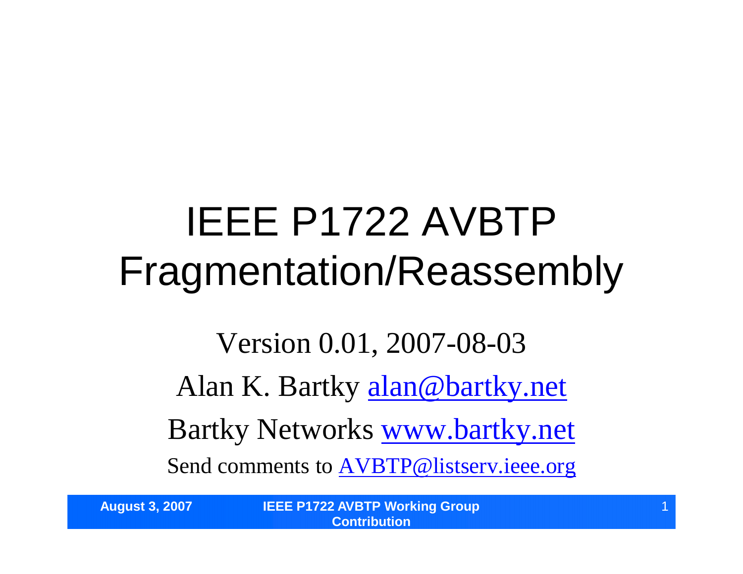# IEEE P1722 AVBTP Fragmentation/Reassembly

Version 0.01, 2007-08-03

Alan K. Bartky alan@bartky.net

Bartky Networks www.bartky.net

Send comments to AVBTP@listserv.ieee.org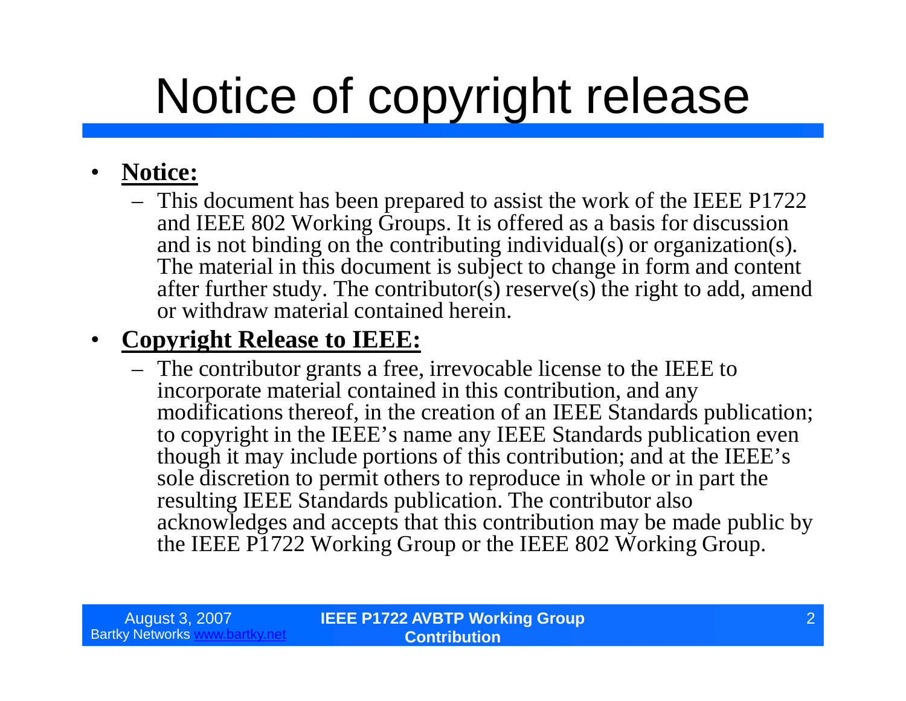# Notice of copyright release

- **Notice:**
  - This document has been prepared to assist the work of the IEEE P1722 and IEEE 802 Working Groups. It is offered as a basis for discussion and is not binding on the contributing individual(s) or organization(s). The material in this document is subject to change in form and content after further study. The contributor(s) reserve(s) the right to add, amend or withdraw material contained herein.
- **Copyright Release to IEEE:**
  - The contributor grants a free, irrevocable license to the IEEE to incorporate material contained in this contribution, and any modifications thereof, in the creation of an IEEE Standards publication; to copyright in the IEEE's name any IEEE Standards publication even though it may include portions of this contribution; and at the IEEE's sole discretion to permit others to reproduce in whole or in part the resulting IEEE Standards publication. The contributor also acknowledges and accepts that this contribution may be made public by the IEEE P1722 Working Group or the IEEE 802 Working Group.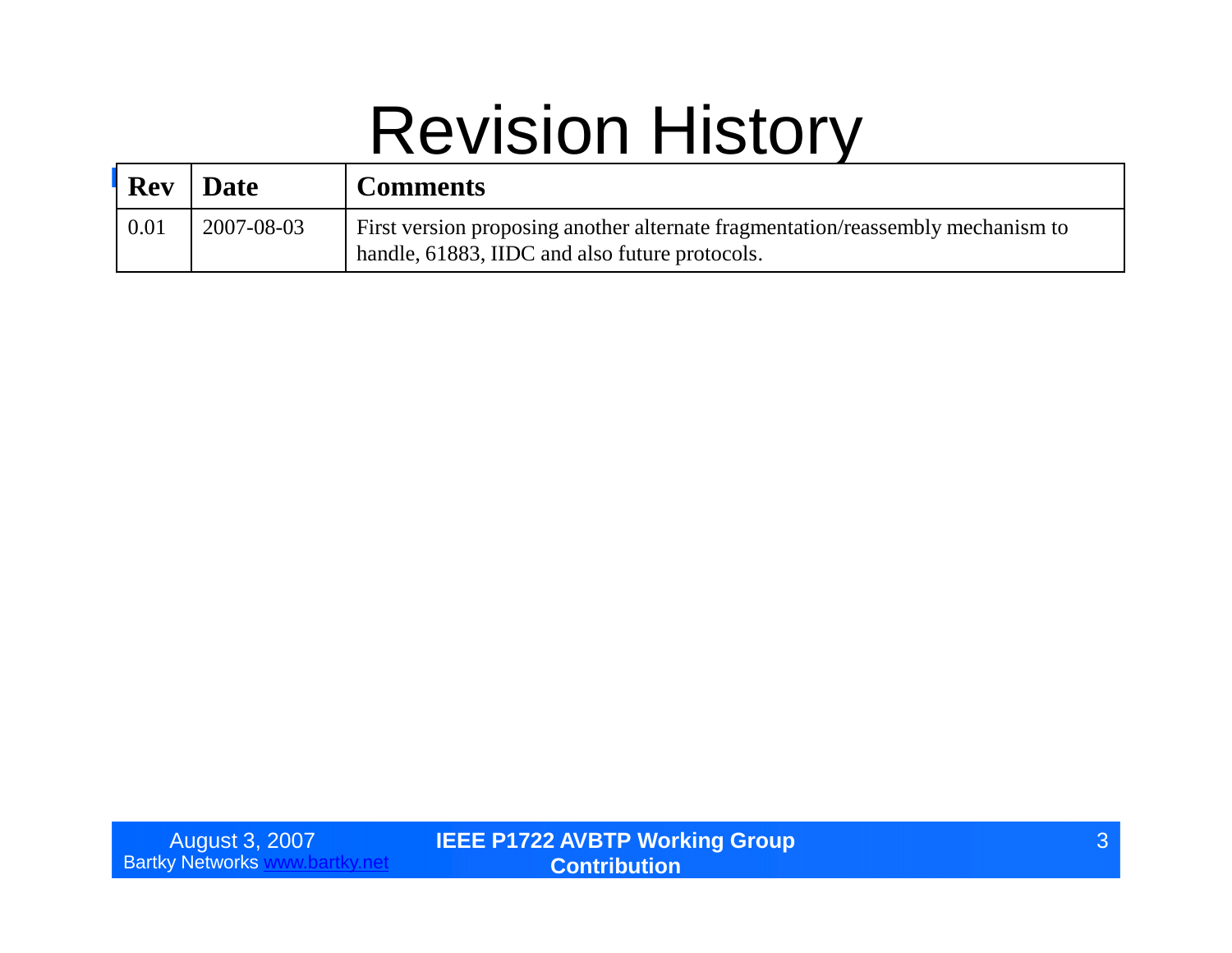# Revision History

| Rev | Date | Comments |
| --- | --- | --- |
| 0.01 | 2007-08-03 | First version proposing another alternate fragmentation/reassembly mechanism to handle, 61883, IIDC and also future protocols. |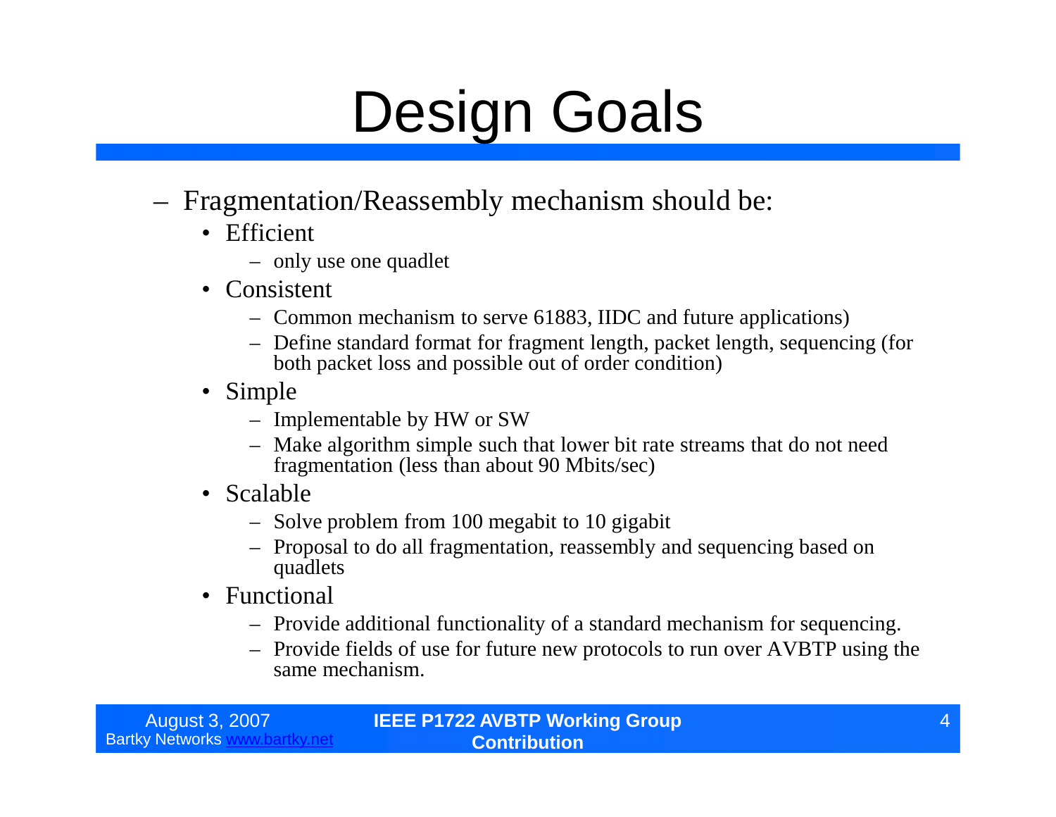# Design Goals

- Fragmentation/Reassembly mechanism should be:
  - Efficient
    - only use one quadlet
  - Consistent
    - Common mechanism to serve 61883, IIDC and future applications)
    - Define standard format for fragment length, packet length, sequencing (for both packet loss and possible out of order condition)
  - Simple
    - Implementable by HW or SW
    - Make algorithm simple such that lower bit rate streams that do not need fragmentation (less than about 90 Mbits/sec)
  - Scalable
    - Solve problem from 100 megabit to 10 gigabit
    - Proposal to do all fragmentation, reassembly and sequencing based on quadlets
  - Functional
    - Provide additional functionality of a standard mechanism for sequencing.
    - Provide fields of use for future new protocols to run over AVBTP using the same mechanism.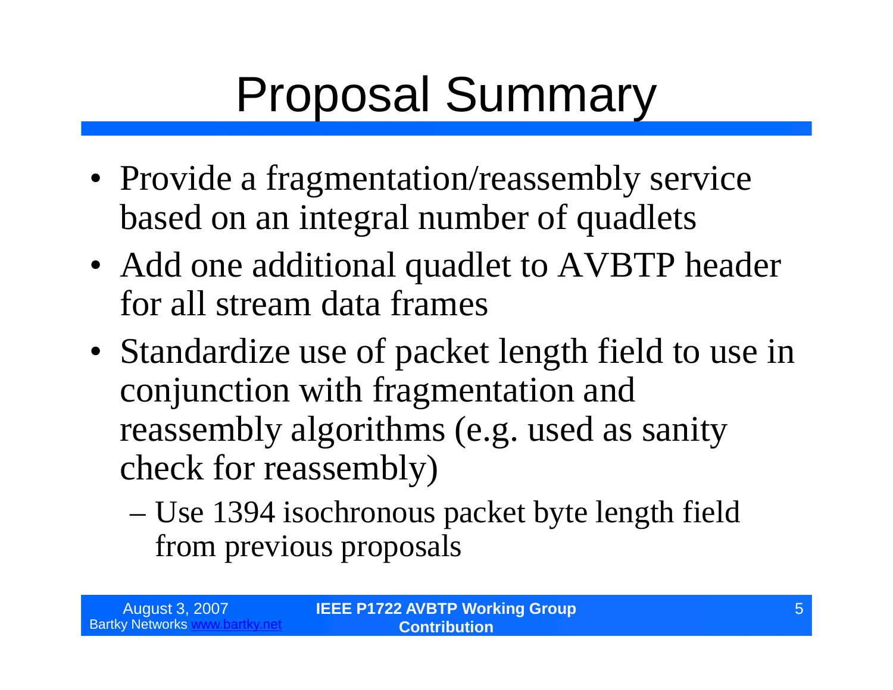# Proposal Summary

- Provide a fragmentation/reassembly service based on an integral number of quadlets
- Add one additional quadlet to AVBTP header for all stream data frames
- Standardize use of packet length field to use in conjunction with fragmentation and reassembly algorithms (e.g. used as sanity check for reassembly)
  - Use 1394 isochronous packet byte length field from previous proposals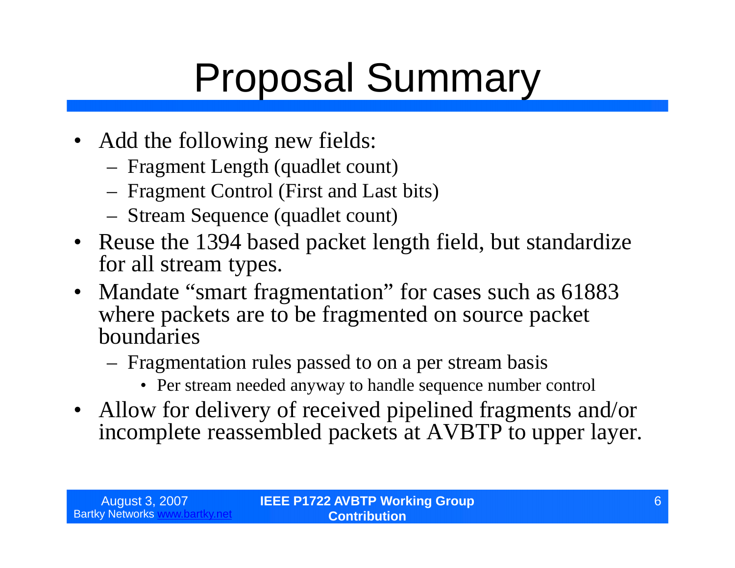# Proposal Summary

- Add the following new fields:
  - Fragment Length (quadlet count)
  - Fragment Control (First and Last bits)
  - Stream Sequence (quadlet count)
- Reuse the 1394 based packet length field, but standardize for all stream types.
- Mandate "smart fragmentation" for cases such as 61883 where packets are to be fragmented on source packet boundaries
  - Fragmentation rules passed to on a per stream basis
    - Per stream needed anyway to handle sequence number control
- Allow for delivery of received pipelined fragments and/or incomplete reassembled packets at AVBTP to upper layer.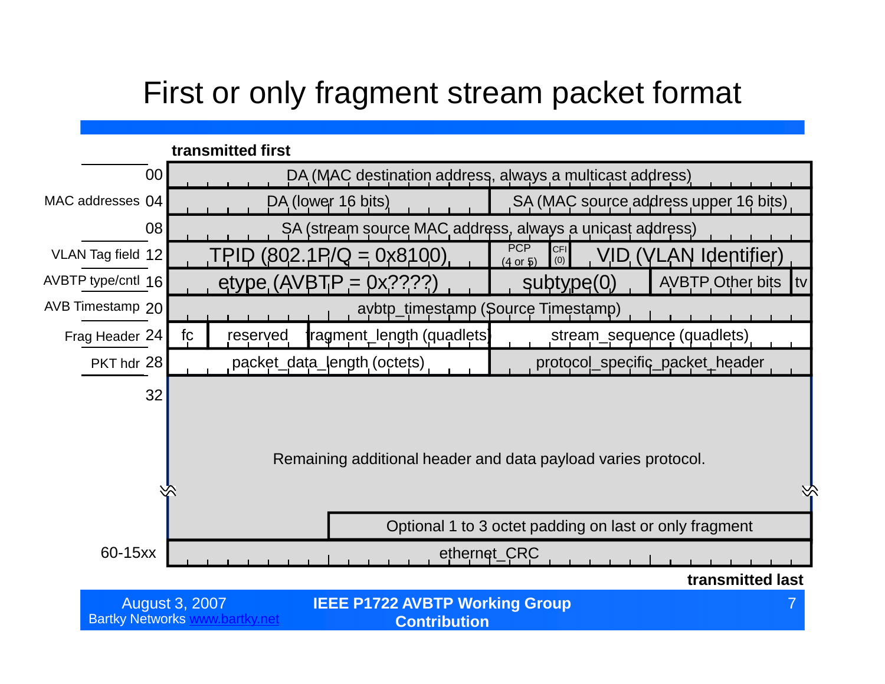# First or only fragment stream packet format

transmitted first

| Section | Offset | Fields |
| --- | --- | --- |
| MAC addresses | 00 | DA (MAC destination address, always a multicast address) |
| | 04 | DA (lower 16 bits) \| SA (MAC source address upper 16 bits) |
| | 08 | SA (stream source MAC address, always a unicast address) |
| VLAN Tag field | 12 | TPID (802.1P/Q = 0x8100) \| PCP (4 or 5) \| CFI (0) \| VID (VLAN Identifier) |
| AVBTP type/cntl | 16 | etype (AVBTP = 0x????) \| subtype(0) \| AVBTP Other bits \| tv |
| AVB Timestamp | 20 | avbtp_timestamp (Source Timestamp) |
| Frag Header | 24 | fc \| reserved \| fragment_length (quadlets) \| stream_sequence (quadlets) |
| PKT hdr | 28 | packet_data_length (octets) \| protocol_specific_packet_header |
| | 32 | Remaining additional header and data payload varies protocol. |
| | | Optional 1 to 3 octet padding on last or only fragment |
| | 60-15xx | ethernet_CRC |

transmitted last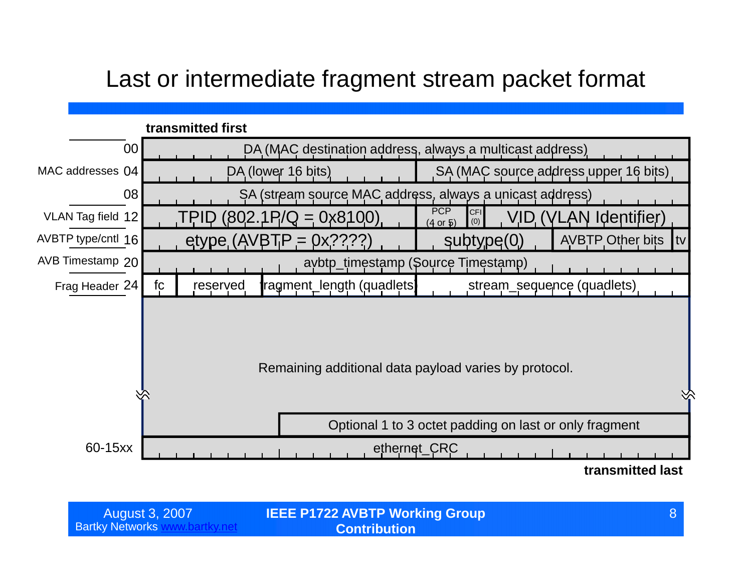# Last or intermediate fragment stream packet format

**transmitted first**

| Field group | Offset | Fields |
|---|---|---|
| MAC addresses | 00 | DA (MAC destination address, always a multicast address) |
| | 04 | DA (lower 16 bits) \| SA (MAC source address upper 16 bits) |
| | 08 | SA (stream source MAC address, always a unicast address) |
| VLAN Tag field | 12 | TPID (802.1P/Q = 0x8100) \| PCP (4 or 5) \| CFI (0) \| VID (VLAN Identifier) |
| AVBTP type/cntl | 16 | etype (AVBTP = 0x????) \| subtype(0) \| AVBTP Other bits \| tv |
| AVB Timestamp | 20 | avbtp_timestamp (Source Timestamp) |
| Frag Header | 24 | fc \| reserved \| fragment_length (quadlets) \| stream_sequence (quadlets) |
| | | Remaining additional data payload varies by protocol. |
| | | Optional 1 to 3 octet padding on last or only fragment |
| | 60-15xx | ethernet_CRC |

**transmitted last**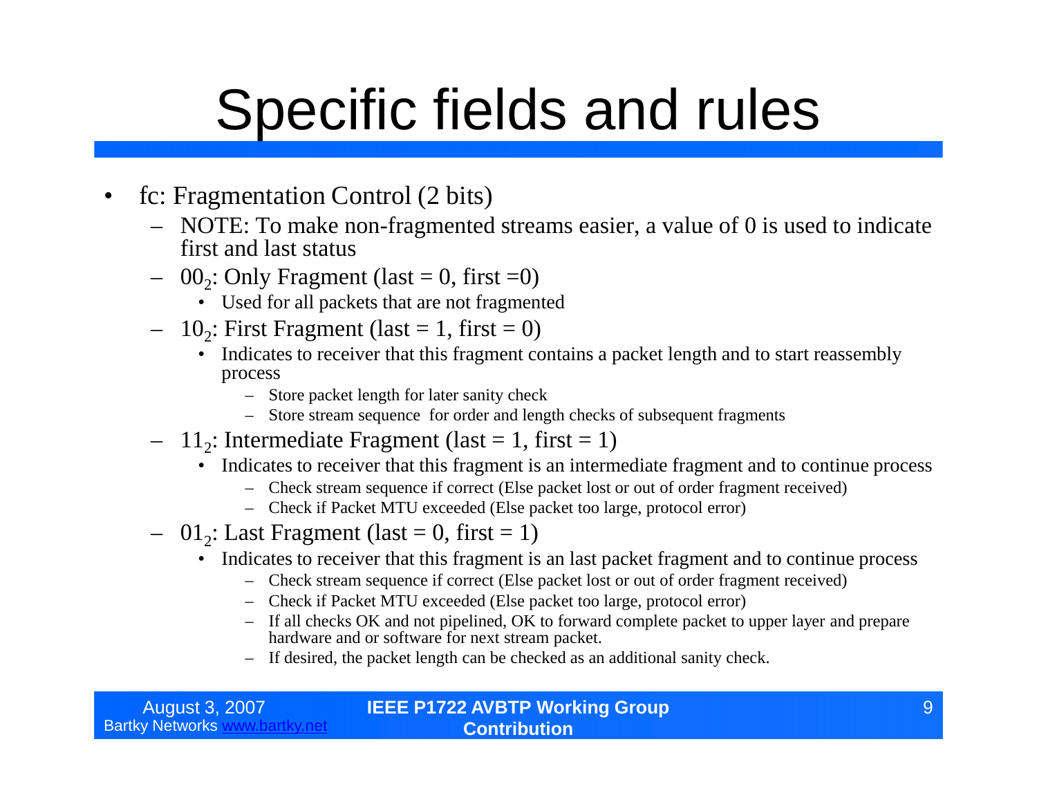# Specific fields and rules

- fc: Fragmentation Control (2 bits)
  - NOTE: To make non-fragmented streams easier, a value of 0 is used to indicate first and last status
  - $00_2$: Only Fragment (last = 0, first =0)
    - Used for all packets that are not fragmented
  - $10_2$: First Fragment (last = 1, first = 0)
    - Indicates to receiver that this fragment contains a packet length and to start reassembly process
      - Store packet length for later sanity check
      - Store stream sequence for order and length checks of subsequent fragments
  - $11_2$: Intermediate Fragment (last = 1, first = 1)
    - Indicates to receiver that this fragment is an intermediate fragment and to continue process
      - Check stream sequence if correct (Else packet lost or out of order fragment received)
      - Check if Packet MTU exceeded (Else packet too large, protocol error)
  - $01_2$: Last Fragment (last = 0, first = 1)
    - Indicates to receiver that this fragment is an last packet fragment and to continue process
      - Check stream sequence if correct (Else packet lost or out of order fragment received)
      - Check if Packet MTU exceeded (Else packet too large, protocol error)
      - If all checks OK and not pipelined, OK to forward complete packet to upper layer and prepare hardware and or software for next stream packet.
      - If desired, the packet length can be checked as an additional sanity check.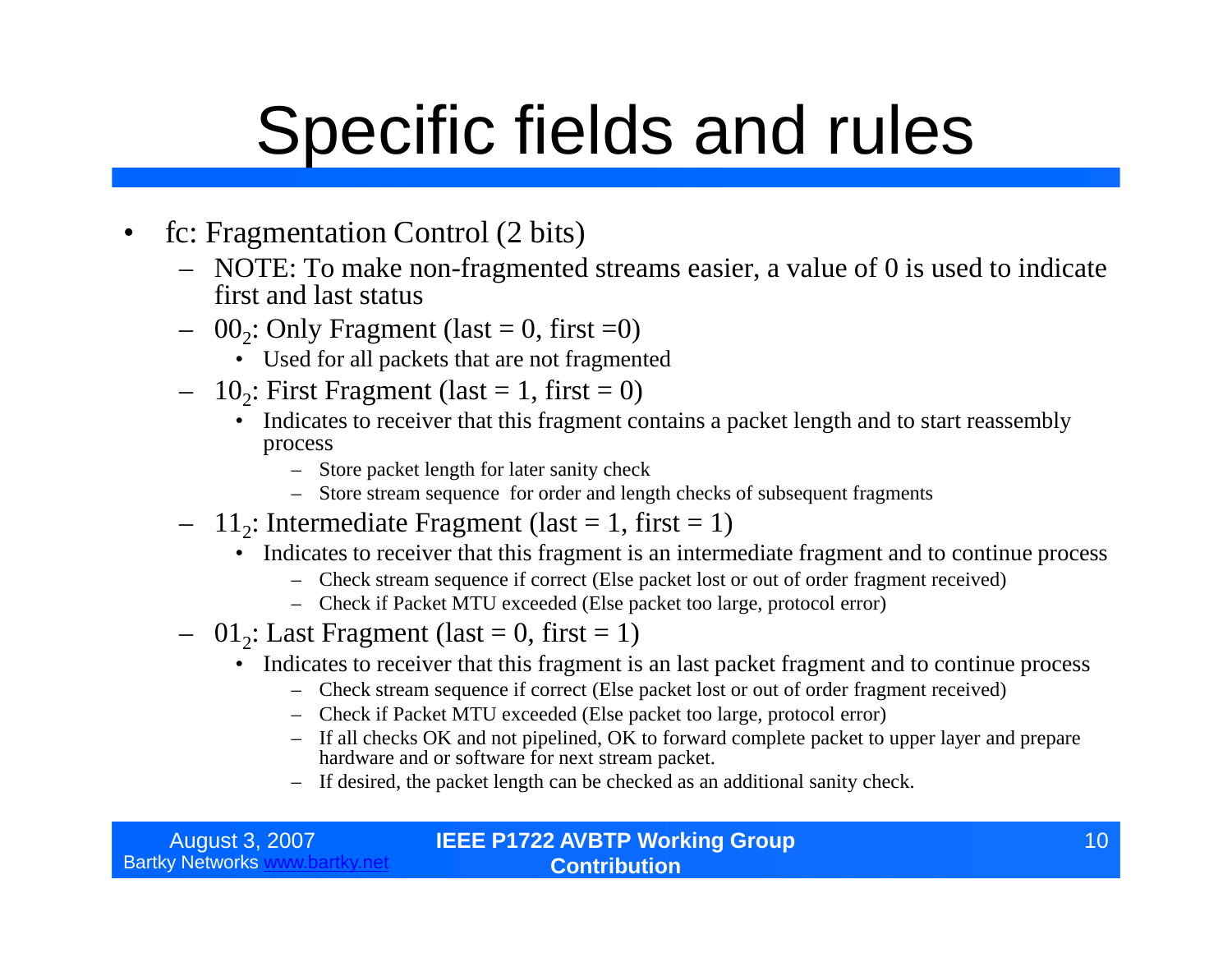# Specific fields and rules

- fc: Fragmentation Control (2 bits)
  - NOTE: To make non-fragmented streams easier, a value of 0 is used to indicate first and last status
  - $00_2$: Only Fragment (last = 0, first =0)
    - Used for all packets that are not fragmented
  - $10_2$: First Fragment (last = 1, first = 0)
    - Indicates to receiver that this fragment contains a packet length and to start reassembly process
      - Store packet length for later sanity check
      - Store stream sequence  for order and length checks of subsequent fragments
  - $11_2$: Intermediate Fragment (last = 1, first = 1)
    - Indicates to receiver that this fragment is an intermediate fragment and to continue process
      - Check stream sequence if correct (Else packet lost or out of order fragment received)
      - Check if Packet MTU exceeded (Else packet too large, protocol error)
  - $01_2$: Last Fragment (last = 0, first = 1)
    - Indicates to receiver that this fragment is an last packet fragment and to continue process
      - Check stream sequence if correct (Else packet lost or out of order fragment received)
      - Check if Packet MTU exceeded (Else packet too large, protocol error)
      - If all checks OK and not pipelined, OK to forward complete packet to upper layer and prepare hardware and or software for next stream packet.
      - If desired, the packet length can be checked as an additional sanity check.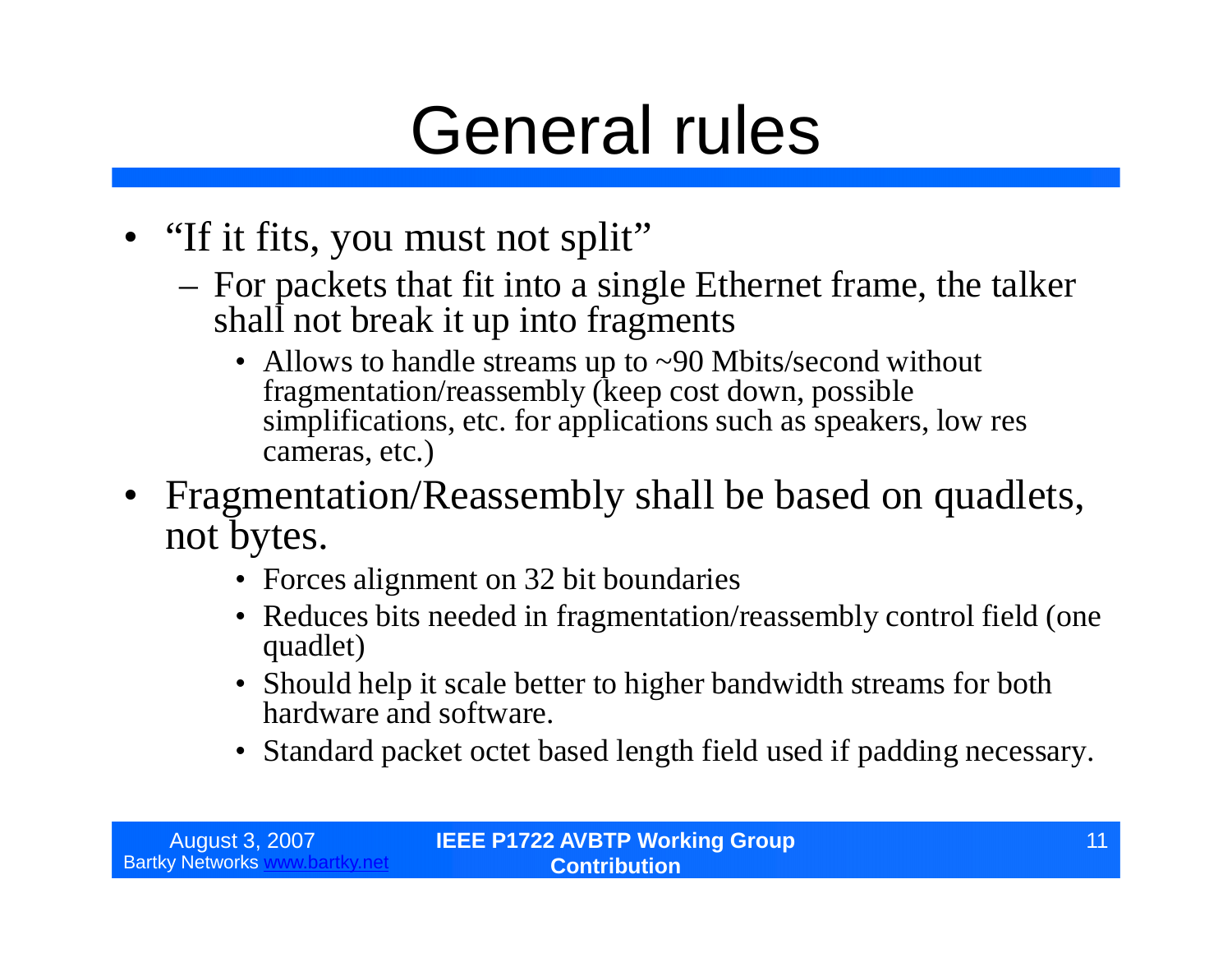# General rules

- "If it fits, you must not split"
  - For packets that fit into a single Ethernet frame, the talker shall not break it up into fragments
    - Allows to handle streams up to ~90 Mbits/second without fragmentation/reassembly (keep cost down, possible simplifications, etc. for applications such as speakers, low res cameras, etc.)
- Fragmentation/Reassembly shall be based on quadlets, not bytes.
    - Forces alignment on 32 bit boundaries
    - Reduces bits needed in fragmentation/reassembly control field (one quadlet)
    - Should help it scale better to higher bandwidth streams for both hardware and software.
    - Standard packet octet based length field used if padding necessary.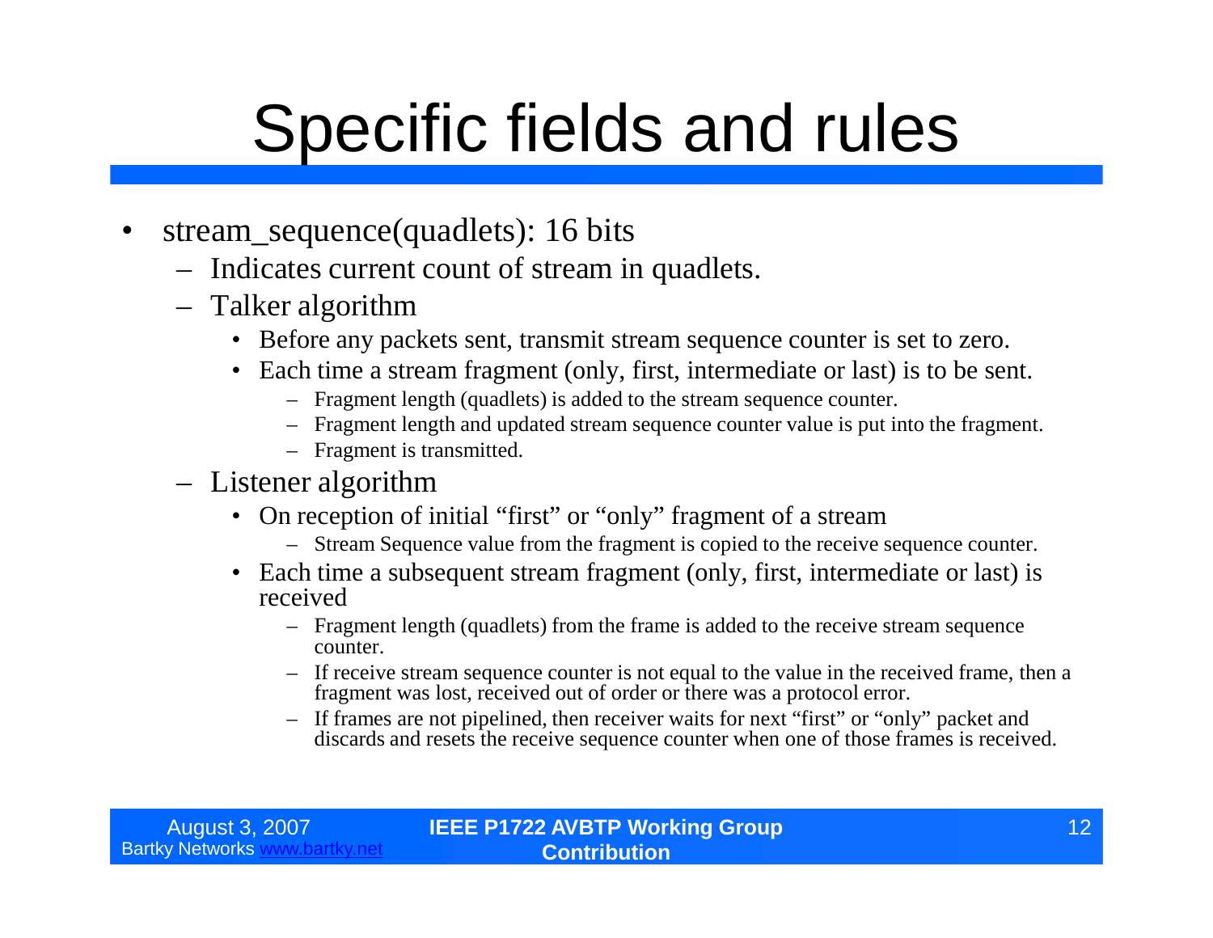# Specific fields and rules

- stream_sequence(quadlets): 16 bits
  - Indicates current count of stream in quadlets.
  - Talker algorithm
    - Before any packets sent, transmit stream sequence counter is set to zero.
    - Each time a stream fragment (only, first, intermediate or last) is to be sent.
      - Fragment length (quadlets) is added to the stream sequence counter.
      - Fragment length and updated stream sequence counter value is put into the fragment.
      - Fragment is transmitted.
  - Listener algorithm
    - On reception of initial "first" or "only" fragment of a stream
      - Stream Sequence value from the fragment is copied to the receive sequence counter.
    - Each time a subsequent stream fragment (only, first, intermediate or last) is received
      - Fragment length (quadlets) from the frame is added to the receive stream sequence counter.
      - If receive stream sequence counter is not equal to the value in the received frame, then a fragment was lost, received out of order or there was a protocol error.
      - If frames are not pipelined, then receiver waits for next "first" or "only" packet and discards and resets the receive sequence counter when one of those frames is received.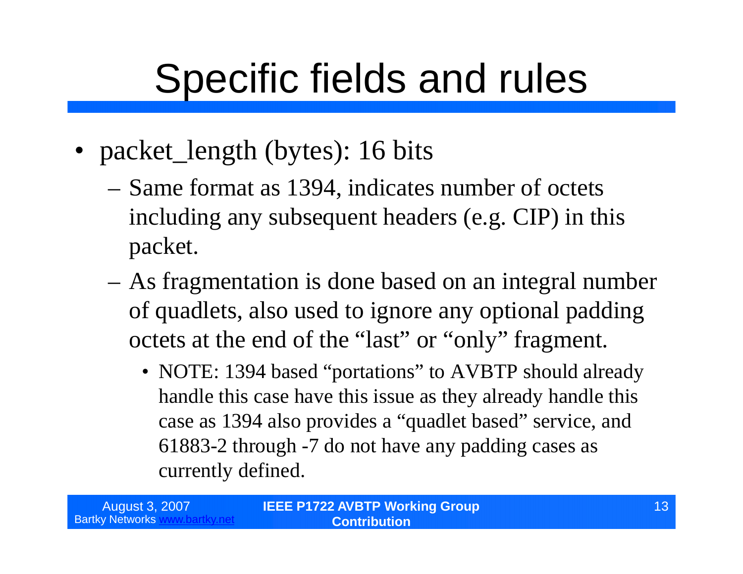# Specific fields and rules

- packet_length (bytes): 16 bits
  - Same format as 1394, indicates number of octets including any subsequent headers (e.g. CIP) in this packet.
  - As fragmentation is done based on an integral number of quadlets, also used to ignore any optional padding octets at the end of the "last" or "only" fragment.
    - NOTE: 1394 based "portations" to AVBTP should already handle this case have this issue as they already handle this case as 1394 also provides a "quadlet based" service, and 61883-2 through -7 do not have any padding cases as currently defined.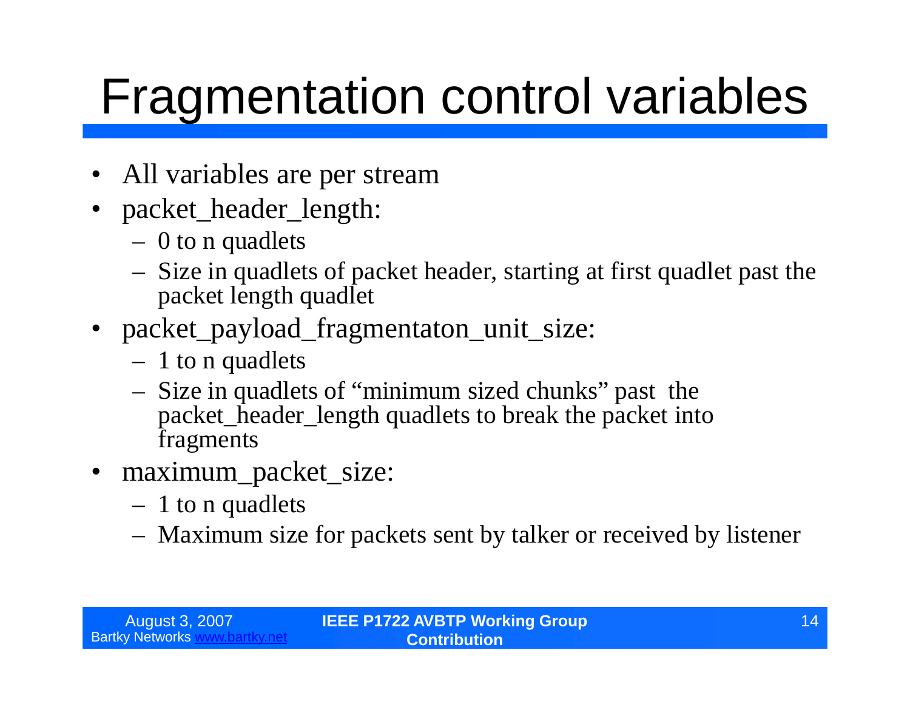# Fragmentation control variables

- All variables are per stream
- packet_header_length:
  - 0 to n quadlets
  - Size in quadlets of packet header, starting at first quadlet past the packet length quadlet
- packet_payload_fragmentaton_unit_size:
  - 1 to n quadlets
  - Size in quadlets of "minimum sized chunks" past the packet_header_length quadlets to break the packet into fragments
- maximum_packet_size:
  - 1 to n quadlets
  - Maximum size for packets sent by talker or received by listener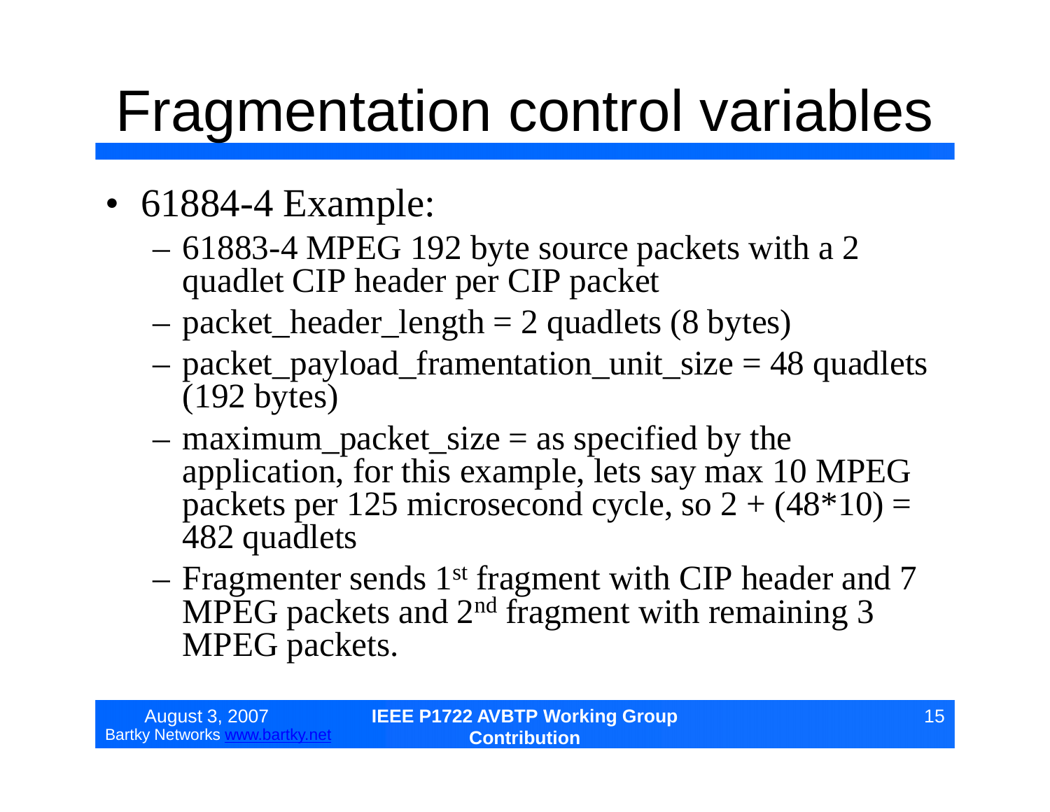# Fragmentation control variables

- 61884-4 Example:
  - 61883-4 MPEG 192 byte source packets with a 2 quadlet CIP header per CIP packet
  - packet_header_length = 2 quadlets (8 bytes)
  - packet_payload_framentation_unit_size = 48 quadlets (192 bytes)
  - maximum_packet_size = as specified by the application, for this example, lets say max 10 MPEG packets per 125 microsecond cycle, so 2 + (48*10) = 482 quadlets
  - Fragmenter sends 1st fragment with CIP header and 7 MPEG packets and 2nd fragment with remaining 3 MPEG packets.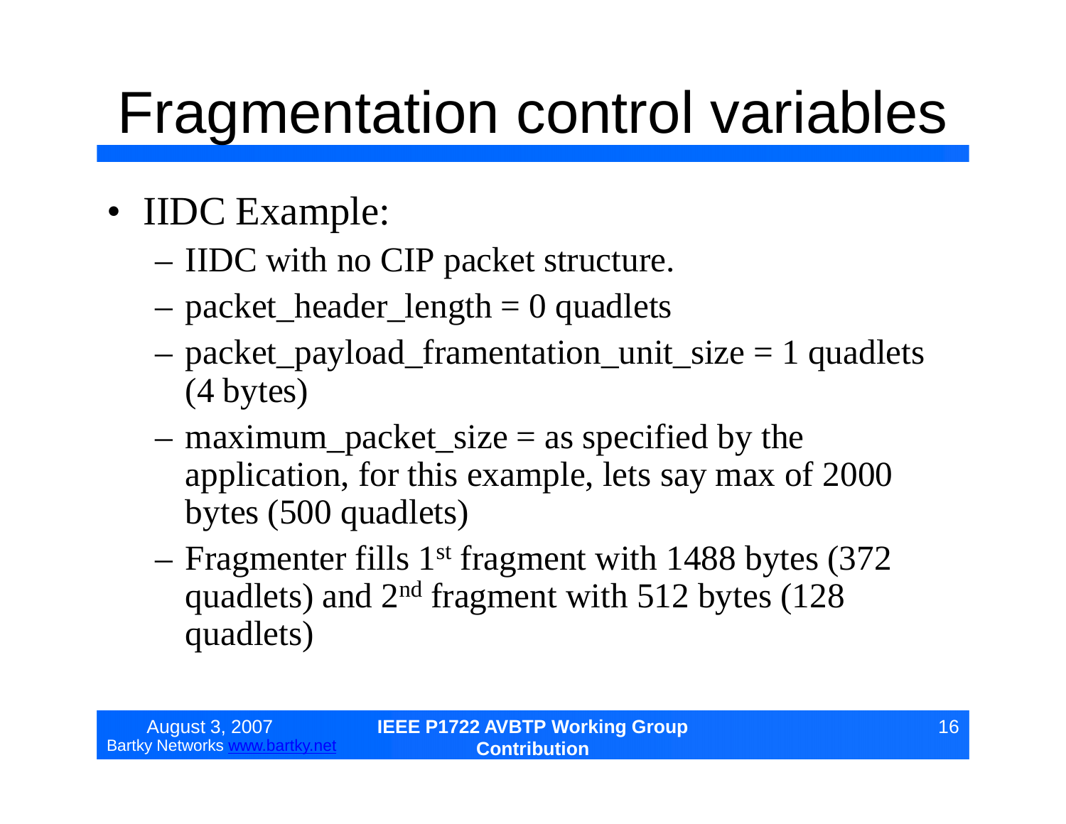# Fragmentation control variables

- IIDC Example:
  - IIDC with no CIP packet structure.
  - packet_header_length = 0 quadlets
  - packet_payload_framentation_unit_size = 1 quadlets (4 bytes)
  - maximum_packet_size = as specified by the application, for this example, lets say max of 2000 bytes (500 quadlets)
  - Fragmenter fills 1st fragment with 1488 bytes (372 quadlets) and 2nd fragment with 512 bytes (128 quadlets)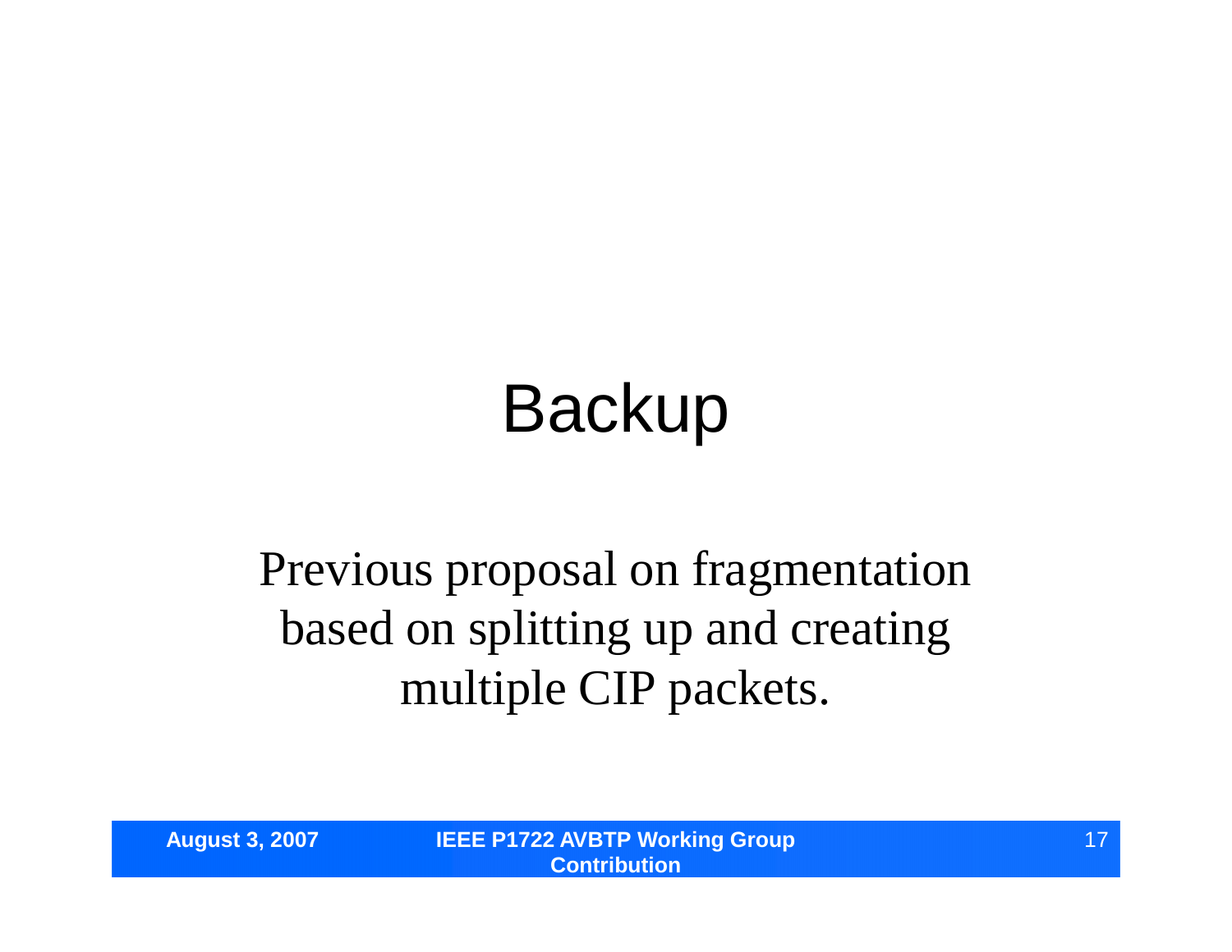# Backup

Previous proposal on fragmentation based on splitting up and creating multiple CIP packets.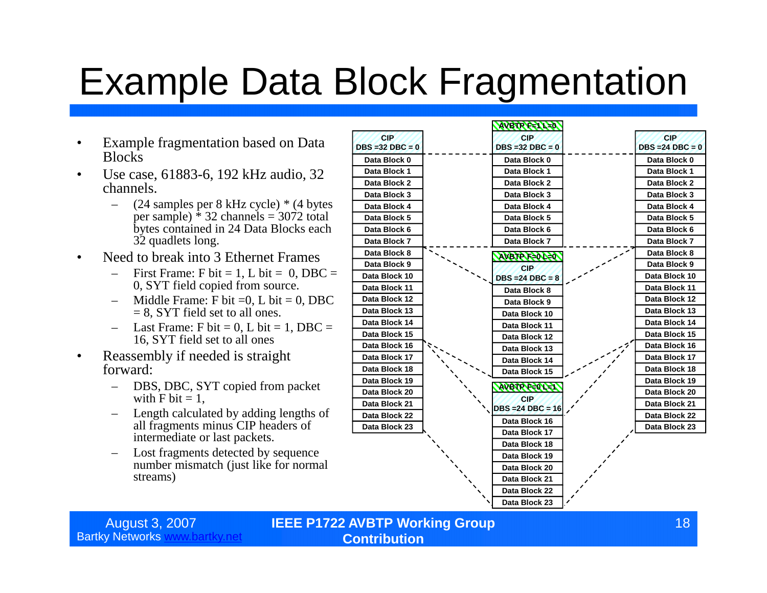# Example Data Block Fragmentation

- Example fragmentation based on Data Blocks
- Use case, 61883-6, 192 kHz audio, 32 channels.
  - (24 samples per 8 kHz cycle) * (4 bytes per sample) * 32 channels = 3072 total bytes contained in 24 Data Blocks each 32 quadlets long.
- Need to break into 3 Ethernet Frames
  - First Frame: F bit = 1, L bit = 0, DBC = 0, SYT field copied from source.
  - Middle Frame: F bit =0, L bit = 0, DBC = 8, SYT field set to all ones.
  - Last Frame: F bit = 0, L bit = 1, DBC = 16, SYT field set to all ones
- Reassembly if needed is straight forward:
  - DBS, DBC, SYT copied from packet with F bit = 1,
  - Length calculated by adding lengths of all fragments minus CIP headers of intermediate or last packets.
  - Lost fragments detected by sequence number mismatch (just like for normal streams)

| Source | Fragments | Reassembled |
|---|---|---|
| CIP DBS =32 DBC = 0 | AVBTP F=1 L=0; CIP DBS =32 DBC = 0 | CIP DBS =24 DBC = 0 |
| Data Block 0 – Data Block 7 | Data Block 0 – Data Block 7 | Data Block 0 – Data Block 7 |
| Data Block 8 – Data Block 15 | AVBTP F=0 L=0; CIP DBS =24 DBC = 8; Data Block 8 – Data Block 15 | Data Block 8 – Data Block 15 |
| Data Block 16 – Data Block 23 | AVBTP F=0 L=1; CIP DBS =24 DBC = 16; Data Block 16 – Data Block 23 | Data Block 16 – Data Block 23 |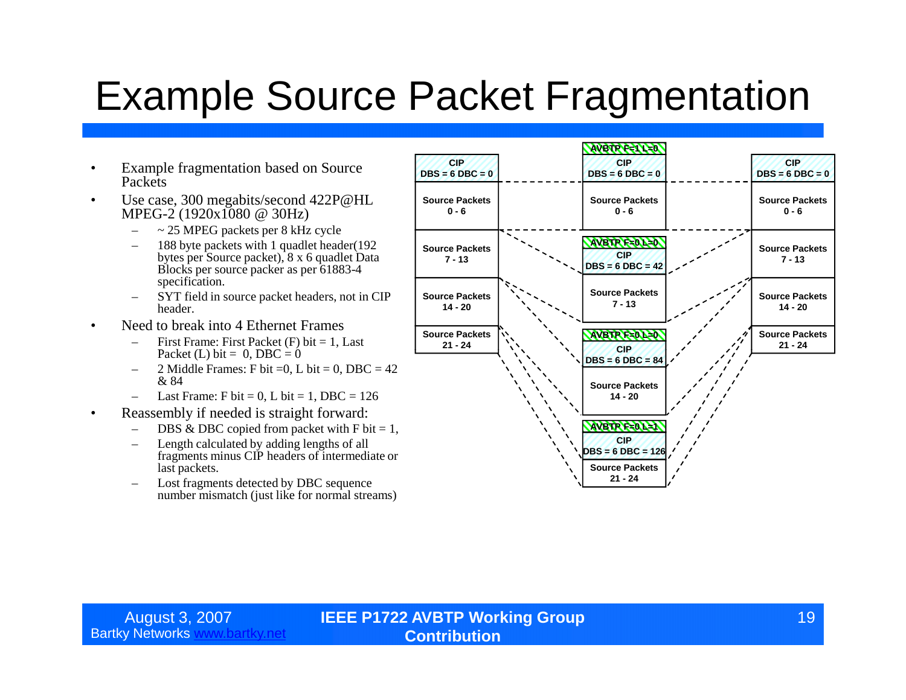# Example Source Packet Fragmentation

- Example fragmentation based on Source Packets
- Use case, 300 megabits/second 422P@HL MPEG-2 (1920x1080 @ 30Hz)
  - ~ 25 MPEG packets per 8 kHz cycle
  - 188 byte packets with 1 quadlet header(192 bytes per Source packet), 8 x 6 quadlet Data Blocks per source packer as per 61883-4 specification.
  - SYT field in source packet headers, not in CIP header.
- Need to break into 4 Ethernet Frames
  - First Frame: First Packet (F) bit = 1, Last Packet (L) bit = 0, DBC = 0
  - 2 Middle Frames: F bit =0, L bit = 0, DBC = 42 & 84
  - Last Frame: F bit = 0, L bit = 1, DBC = 126
- Reassembly if needed is straight forward:
  - DBS & DBC copied from packet with F bit = 1,
  - Length calculated by adding lengths of all fragments minus CIP headers of intermediate or last packets.
  - Lost fragments detected by DBC sequence number mismatch (just like for normal streams)

CIP
DBS = 6 DBC = 0
Source Packets
0 - 6
Source Packets
7 - 13
Source Packets
14 - 20
Source Packets
21 - 24

AVBTP F=1 L=0
CIP
DBS = 6 DBC = 0
Source Packets
0 - 6

AVBTP F=0 L=0
CIP
DBS = 6 DBC = 42
Source Packets
7 - 13

AVBTP F=0 L=0
CIP
DBS = 6 DBC = 84
Source Packets
14 - 20

AVBTP F=0 L=1
CIP
DBS = 6 DBC = 126
Source Packets
21 - 24

CIP
DBS = 6 DBC = 0
Source Packets
0 - 6
Source Packets
7 - 13
Source Packets
14 - 20
Source Packets
21 - 24